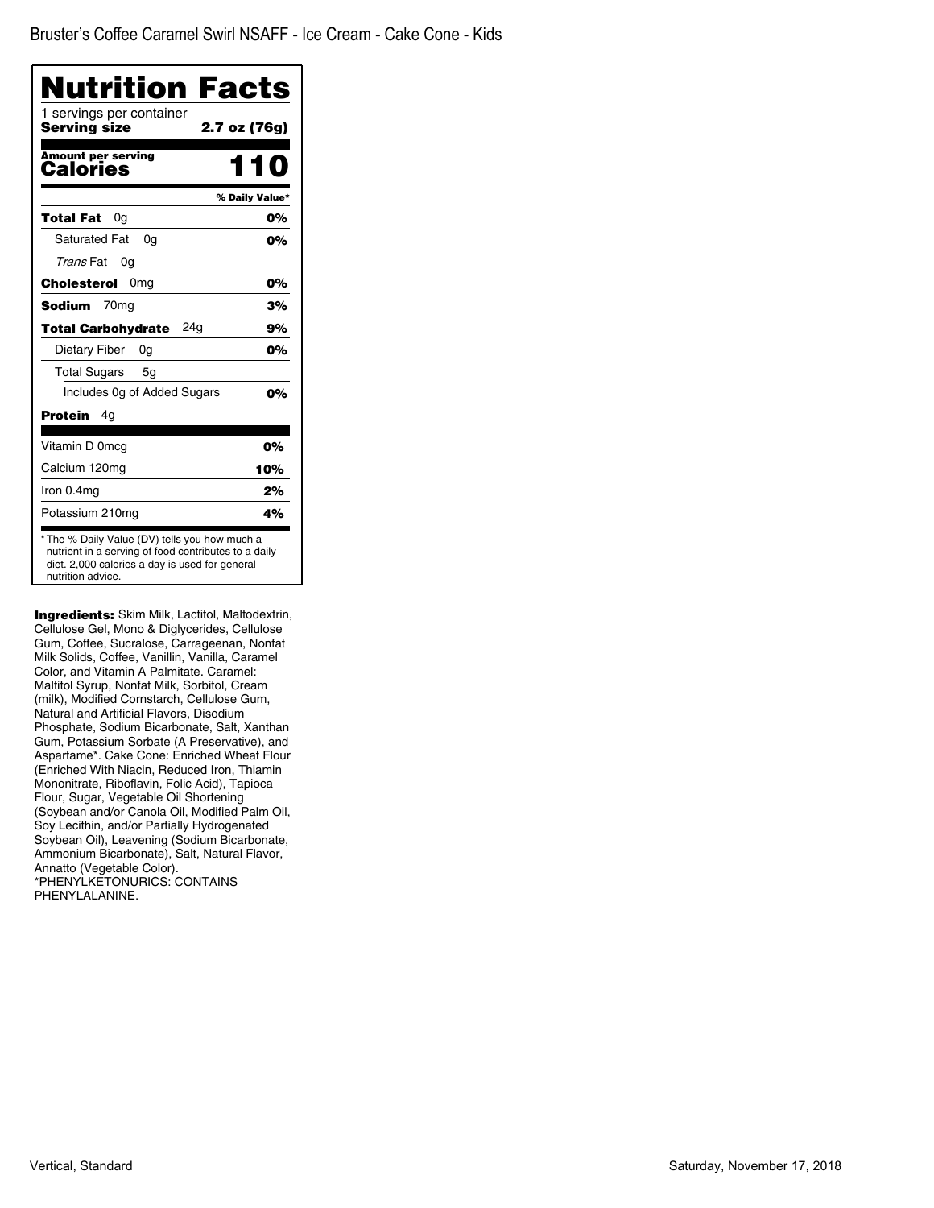Bruster's Coffee Caramel Swirl NSAFF - Ice Cream - Cake Cone - Kids

# Nutrition Facts

1 servings per container
**Serving size** **2.7 oz (76g)**

**Amount per serving**
**Calories** **110**

| | % Daily Value* |
|---|---|
| **Total Fat** 0g | **0%** |
| Saturated Fat 0g | **0%** |
| *Trans* Fat 0g | |
| **Cholesterol** 0mg | **0%** |
| **Sodium** 70mg | **3%** |
| **Total Carbohydrate** 24g | **9%** |
| Dietary Fiber 0g | **0%** |
| Total Sugars 5g | |
| Includes 0g of Added Sugars | **0%** |
| **Protein** 4g | |
| Vitamin D 0mcg | **0%** |
| Calcium 120mg | **10%** |
| Iron 0.4mg | **2%** |
| Potassium 210mg | **4%** |

* The % Daily Value (DV) tells you how much a nutrient in a serving of food contributes to a daily diet. 2,000 calories a day is used for general nutrition advice.

**Ingredients:** Skim Milk, Lactitol, Maltodextrin, Cellulose Gel, Mono & Diglycerides, Cellulose Gum, Coffee, Sucralose, Carrageenan, Nonfat Milk Solids, Coffee, Vanillin, Vanilla, Caramel Color, and Vitamin A Palmitate. Caramel: Maltitol Syrup, Nonfat Milk, Sorbitol, Cream (milk), Modified Cornstarch, Cellulose Gum, Natural and Artificial Flavors, Disodium Phosphate, Sodium Bicarbonate, Salt, Xanthan Gum, Potassium Sorbate (A Preservative), and Aspartame*. Cake Cone: Enriched Wheat Flour (Enriched With Niacin, Reduced Iron, Thiamin Mononitrate, Riboflavin, Folic Acid), Tapioca Flour, Sugar, Vegetable Oil Shortening (Soybean and/or Canola Oil, Modified Palm Oil, Soy Lecithin, and/or Partially Hydrogenated Soybean Oil), Leavening (Sodium Bicarbonate, Ammonium Bicarbonate), Salt, Natural Flavor, Annatto (Vegetable Color).
*PHENYLKETONURICS: CONTAINS PHENYLALANINE.

Vertical, Standard

Saturday, November 17, 2018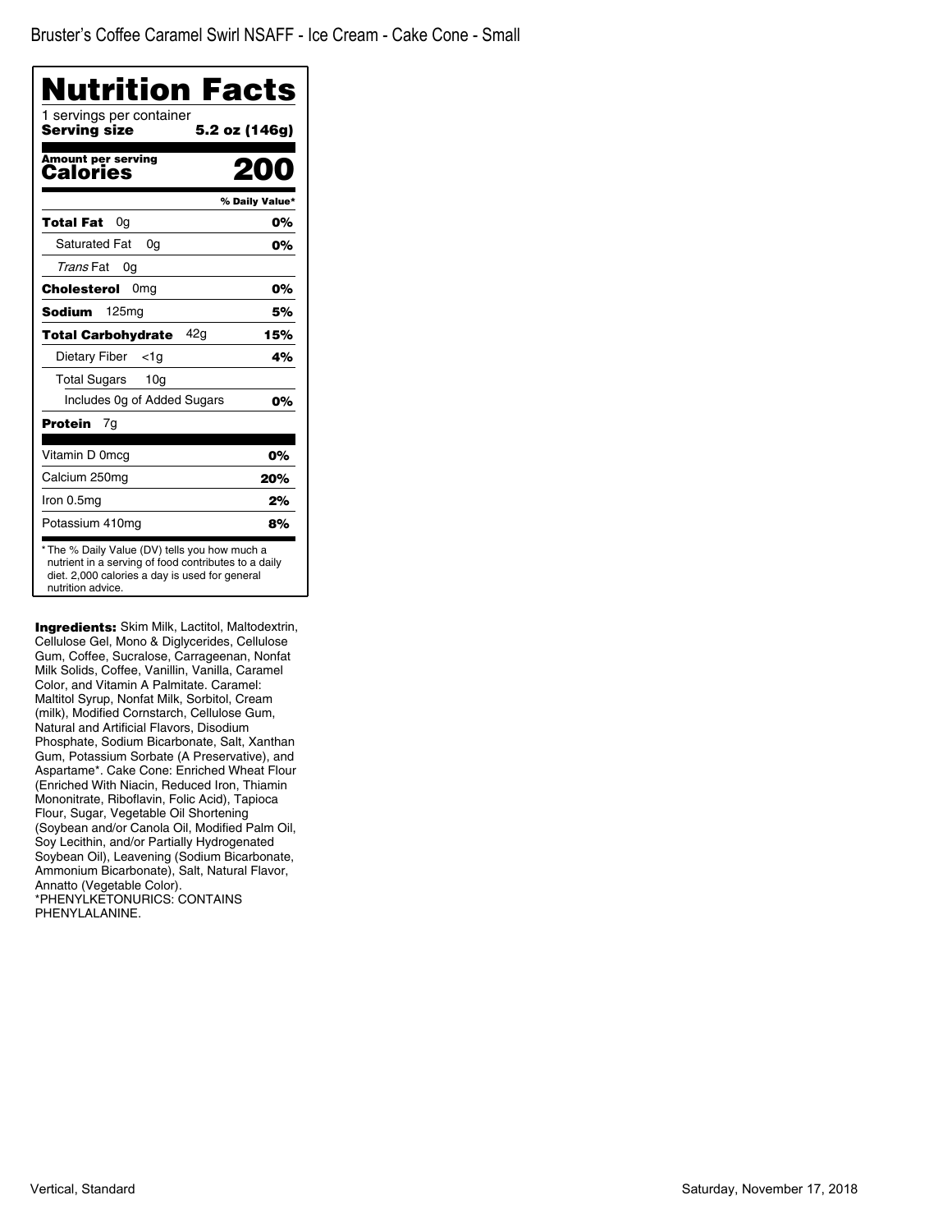Bruster's Coffee Caramel Swirl NSAFF - Ice Cream - Cake Cone - Small

# Nutrition Facts

1 servings per container
**Serving size** **5.2 oz (146g)**

**Amount per serving**
**Calories** **200**

| | % Daily Value* |
|---|---|
| **Total Fat** 0g | **0%** |
| Saturated Fat 0g | **0%** |
| *Trans* Fat 0g | |
| **Cholesterol** 0mg | **0%** |
| **Sodium** 125mg | **5%** |
| **Total Carbohydrate** 42g | **15%** |
| Dietary Fiber <1g | **4%** |
| Total Sugars 10g | |
| Includes 0g of Added Sugars | **0%** |
| **Protein** 7g | |
| Vitamin D 0mcg | **0%** |
| Calcium 250mg | **20%** |
| Iron 0.5mg | **2%** |
| Potassium 410mg | **8%** |

* The % Daily Value (DV) tells you how much a nutrient in a serving of food contributes to a daily diet. 2,000 calories a day is used for general nutrition advice.

**Ingredients:** Skim Milk, Lactitol, Maltodextrin, Cellulose Gel, Mono & Diglycerides, Cellulose Gum, Coffee, Sucralose, Carrageenan, Nonfat Milk Solids, Coffee, Vanillin, Vanilla, Caramel Color, and Vitamin A Palmitate. Caramel: Maltitol Syrup, Nonfat Milk, Sorbitol, Cream (milk), Modified Cornstarch, Cellulose Gum, Natural and Artificial Flavors, Disodium Phosphate, Sodium Bicarbonate, Salt, Xanthan Gum, Potassium Sorbate (A Preservative), and Aspartame*. Cake Cone: Enriched Wheat Flour (Enriched With Niacin, Reduced Iron, Thiamin Mononitrate, Riboflavin, Folic Acid), Tapioca Flour, Sugar, Vegetable Oil Shortening (Soybean and/or Canola Oil, Modified Palm Oil, Soy Lecithin, and/or Partially Hydrogenated Soybean Oil), Leavening (Sodium Bicarbonate, Ammonium Bicarbonate), Salt, Natural Flavor, Annatto (Vegetable Color).
*PHENYLKETONURICS: CONTAINS PHENYLALANINE.

Vertical, Standard

Saturday, November 17, 2018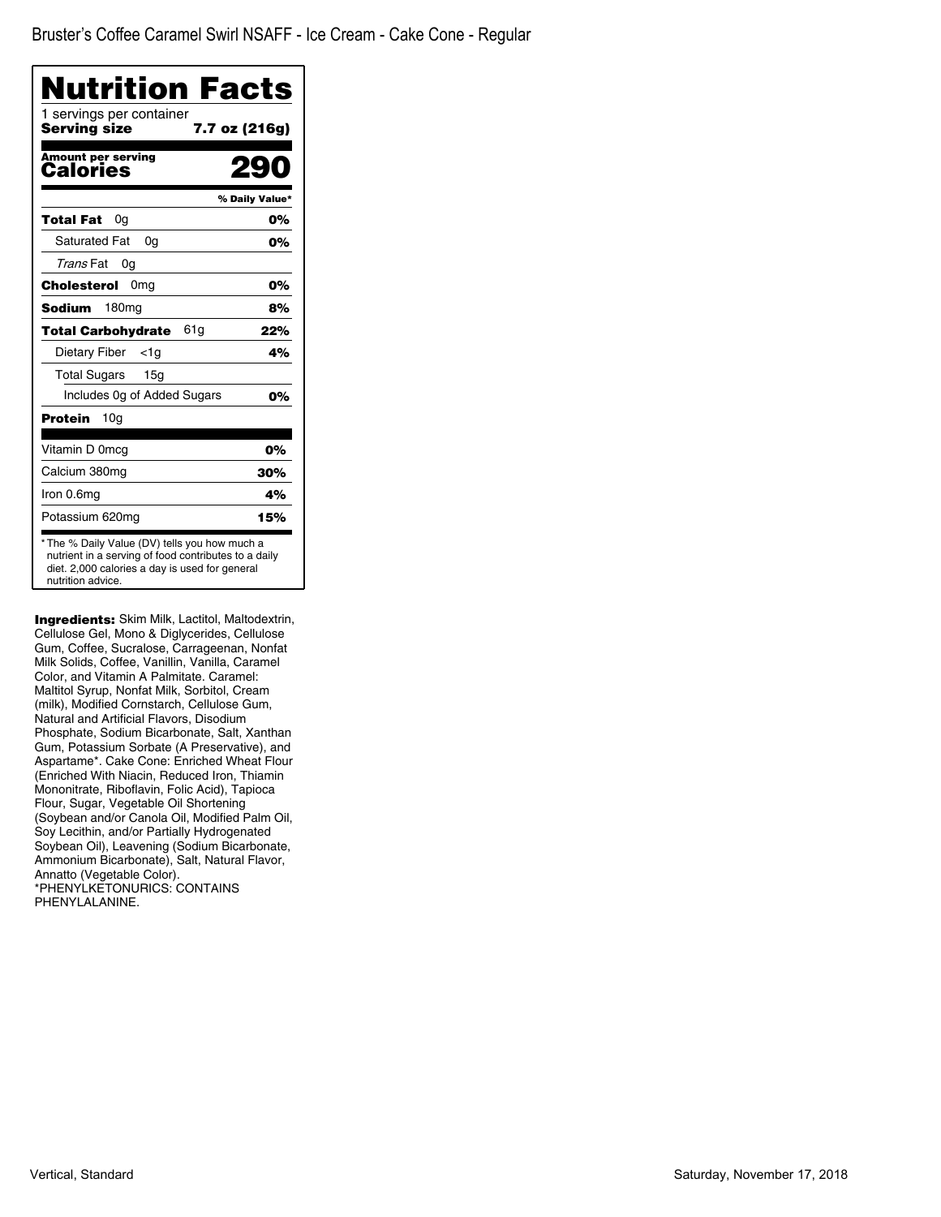Bruster's Coffee Caramel Swirl NSAFF - Ice Cream - Cake Cone - Regular

# Nutrition Facts

1 servings per container

**Serving size** **7.7 oz (216g)**

**Amount per serving**

**Calories** **290**

| | % Daily Value* |
|---|---|
| **Total Fat** 0g | **0%** |
| Saturated Fat 0g | **0%** |
| *Trans* Fat 0g | |
| **Cholesterol** 0mg | **0%** |
| **Sodium** 180mg | **8%** |
| **Total Carbohydrate** 61g | **22%** |
| Dietary Fiber <1g | **4%** |
| Total Sugars 15g | |
| Includes 0g of Added Sugars | **0%** |
| **Protein** 10g | |
| Vitamin D 0mcg | **0%** |
| Calcium 380mg | **30%** |
| Iron 0.6mg | **4%** |
| Potassium 620mg | **15%** |

* The % Daily Value (DV) tells you how much a nutrient in a serving of food contributes to a daily diet. 2,000 calories a day is used for general nutrition advice.

**Ingredients:** Skim Milk, Lactitol, Maltodextrin, Cellulose Gel, Mono & Diglycerides, Cellulose Gum, Coffee, Sucralose, Carrageenan, Nonfat Milk Solids, Coffee, Vanillin, Vanilla, Caramel Color, and Vitamin A Palmitate. Caramel: Maltitol Syrup, Nonfat Milk, Sorbitol, Cream (milk), Modified Cornstarch, Cellulose Gum, Natural and Artificial Flavors, Disodium Phosphate, Sodium Bicarbonate, Salt, Xanthan Gum, Potassium Sorbate (A Preservative), and Aspartame*. Cake Cone: Enriched Wheat Flour (Enriched With Niacin, Reduced Iron, Thiamin Mononitrate, Riboflavin, Folic Acid), Tapioca Flour, Sugar, Vegetable Oil Shortening (Soybean and/or Canola Oil, Modified Palm Oil, Soy Lecithin, and/or Partially Hydrogenated Soybean Oil), Leavening (Sodium Bicarbonate, Ammonium Bicarbonate), Salt, Natural Flavor, Annatto (Vegetable Color).
*PHENYLKETONURICS: CONTAINS PHENYLALANINE.

Vertical, Standard

Saturday, November 17, 2018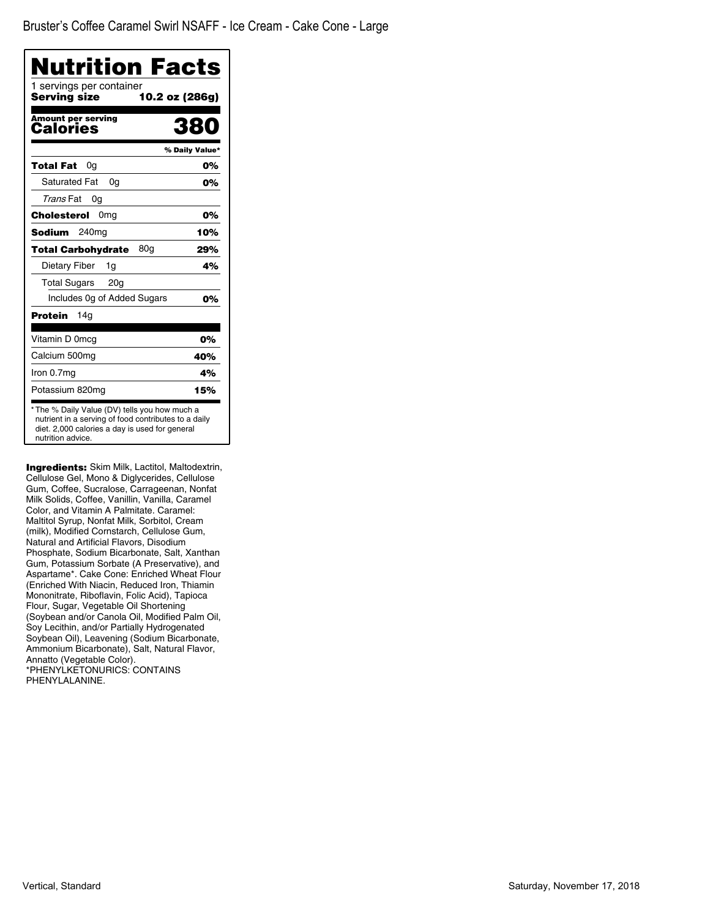Bruster's Coffee Caramel Swirl NSAFF - Ice Cream - Cake Cone - Large

# Nutrition Facts

1 servings per container

**Serving size** **10.2 oz (286g)**

**Amount per serving**
**Calories** **380**

| | % Daily Value* |
|---|---|
| **Total Fat** 0g | **0%** |
| Saturated Fat 0g | **0%** |
| *Trans* Fat 0g | |
| **Cholesterol** 0mg | **0%** |
| **Sodium** 240mg | **10%** |
| **Total Carbohydrate** 80g | **29%** |
| Dietary Fiber 1g | **4%** |
| Total Sugars 20g | |
| Includes 0g of Added Sugars | **0%** |
| **Protein** 14g | |
| Vitamin D 0mcg | **0%** |
| Calcium 500mg | **40%** |
| Iron 0.7mg | **4%** |
| Potassium 820mg | **15%** |

* The % Daily Value (DV) tells you how much a nutrient in a serving of food contributes to a daily diet. 2,000 calories a day is used for general nutrition advice.

**Ingredients:** Skim Milk, Lactitol, Maltodextrin, Cellulose Gel, Mono & Diglycerides, Cellulose Gum, Coffee, Sucralose, Carrageenan, Nonfat Milk Solids, Coffee, Vanillin, Vanilla, Caramel Color, and Vitamin A Palmitate. Caramel: Maltitol Syrup, Nonfat Milk, Sorbitol, Cream (milk), Modified Cornstarch, Cellulose Gum, Natural and Artificial Flavors, Disodium Phosphate, Sodium Bicarbonate, Salt, Xanthan Gum, Potassium Sorbate (A Preservative), and Aspartame*. Cake Cone: Enriched Wheat Flour (Enriched With Niacin, Reduced Iron, Thiamin Mononitrate, Riboflavin, Folic Acid), Tapioca Flour, Sugar, Vegetable Oil Shortening (Soybean and/or Canola Oil, Modified Palm Oil, Soy Lecithin, and/or Partially Hydrogenated Soybean Oil), Leavening (Sodium Bicarbonate, Ammonium Bicarbonate), Salt, Natural Flavor, Annatto (Vegetable Color).
*PHENYLKETONURICS: CONTAINS PHENYLALANINE.

Vertical, Standard

Saturday, November 17, 2018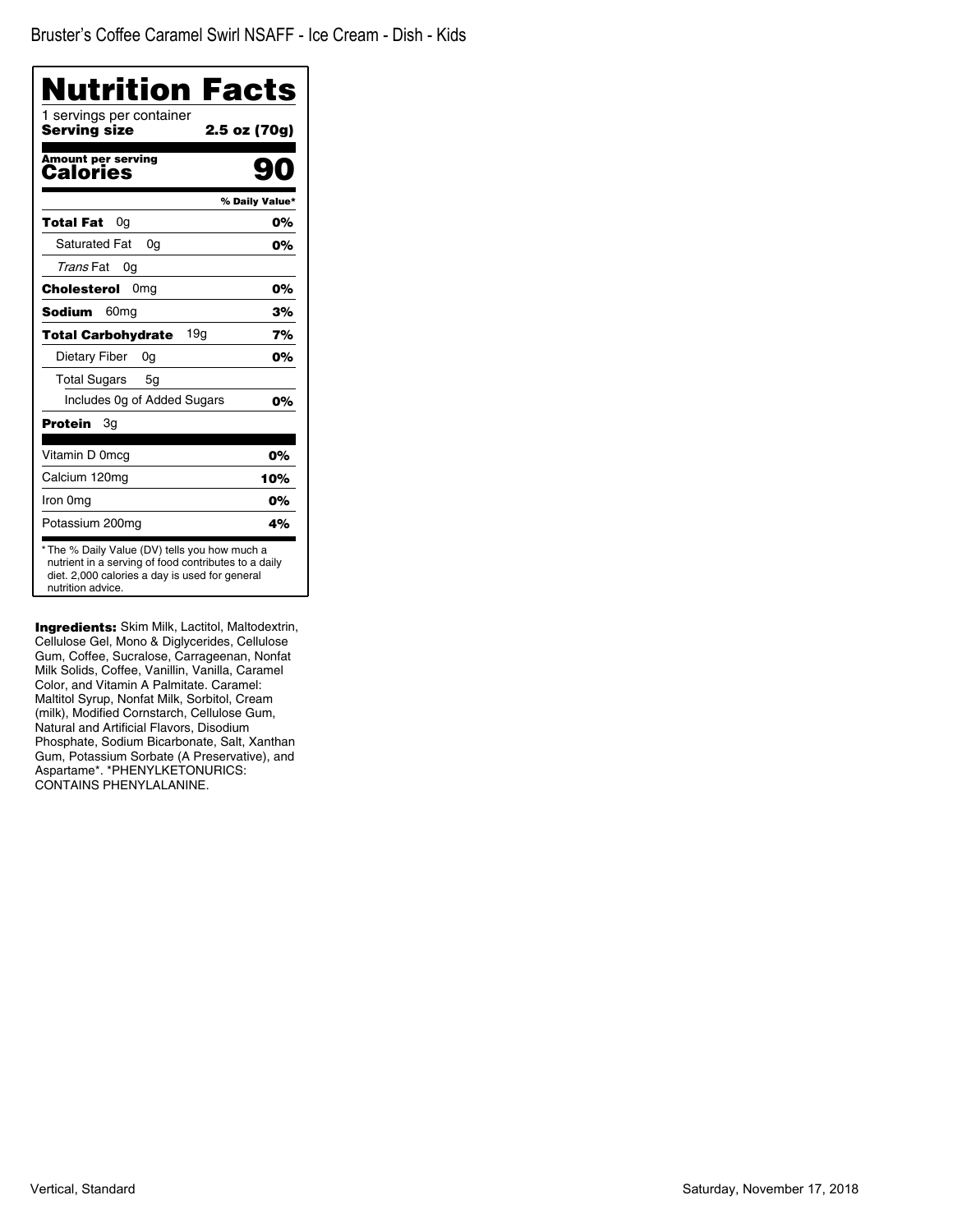Bruster's Coffee Caramel Swirl NSAFF - Ice Cream - Dish - Kids

# Nutrition Facts

1 servings per container

**Serving size** **2.5 oz (70g)**

**Amount per serving**

**Calories** **90**

| | % Daily Value* |
|---|---|
| **Total Fat** 0g | **0%** |
| Saturated Fat 0g | **0%** |
| *Trans* Fat 0g | |
| **Cholesterol** 0mg | **0%** |
| **Sodium** 60mg | **3%** |
| **Total Carbohydrate** 19g | **7%** |
| Dietary Fiber 0g | **0%** |
| Total Sugars 5g | |
| Includes 0g of Added Sugars | **0%** |
| **Protein** 3g | |
| Vitamin D 0mcg | 0% |
| Calcium 120mg | 10% |
| Iron 0mg | 0% |
| Potassium 200mg | 4% |

* The % Daily Value (DV) tells you how much a nutrient in a serving of food contributes to a daily diet. 2,000 calories a day is used for general nutrition advice.

**Ingredients:** Skim Milk, Lactitol, Maltodextrin, Cellulose Gel, Mono & Diglycerides, Cellulose Gum, Coffee, Sucralose, Carrageenan, Nonfat Milk Solids, Coffee, Vanillin, Vanilla, Caramel Color, and Vitamin A Palmitate. Caramel: Maltitol Syrup, Nonfat Milk, Sorbitol, Cream (milk), Modified Cornstarch, Cellulose Gum, Natural and Artificial Flavors, Disodium Phosphate, Sodium Bicarbonate, Salt, Xanthan Gum, Potassium Sorbate (A Preservative), and Aspartame*. *PHENYLKETONURICS: CONTAINS PHENYLALANINE.

Vertical, Standard

Saturday, November 17, 2018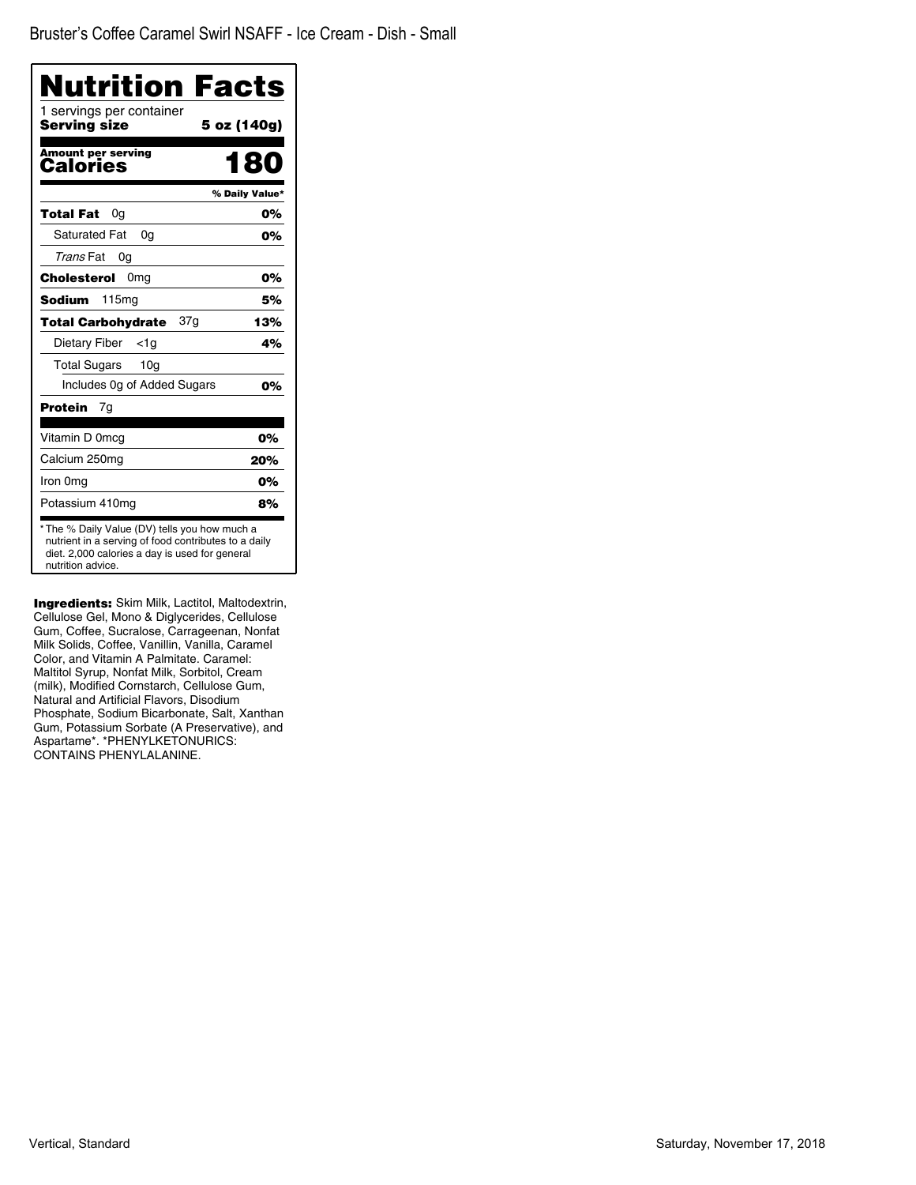Bruster's Coffee Caramel Swirl NSAFF - Ice Cream - Dish - Small

# Nutrition Facts

1 servings per container

**Serving size** **5 oz (140g)**

**Amount per serving**

**Calories** **180**

| | % Daily Value* |
|---|---|
| **Total Fat** 0g | **0%** |
| Saturated Fat 0g | **0%** |
| *Trans* Fat 0g | |
| **Cholesterol** 0mg | **0%** |
| **Sodium** 115mg | **5%** |
| **Total Carbohydrate** 37g | **13%** |
| Dietary Fiber <1g | **4%** |
| Total Sugars 10g | |
| Includes 0g of Added Sugars | **0%** |
| **Protein** 7g | |
| Vitamin D 0mcg | **0%** |
| Calcium 250mg | **20%** |
| Iron 0mg | **0%** |
| Potassium 410mg | **8%** |

* The % Daily Value (DV) tells you how much a nutrient in a serving of food contributes to a daily diet. 2,000 calories a day is used for general nutrition advice.

**Ingredients:** Skim Milk, Lactitol, Maltodextrin, Cellulose Gel, Mono & Diglycerides, Cellulose Gum, Coffee, Sucralose, Carrageenan, Nonfat Milk Solids, Coffee, Vanillin, Vanilla, Caramel Color, and Vitamin A Palmitate. Caramel: Maltitol Syrup, Nonfat Milk, Sorbitol, Cream (milk), Modified Cornstarch, Cellulose Gum, Natural and Artificial Flavors, Disodium Phosphate, Sodium Bicarbonate, Salt, Xanthan Gum, Potassium Sorbate (A Preservative), and Aspartame*. *PHENYLKETONURICS: CONTAINS PHENYLALANINE.

Vertical, Standard

Saturday, November 17, 2018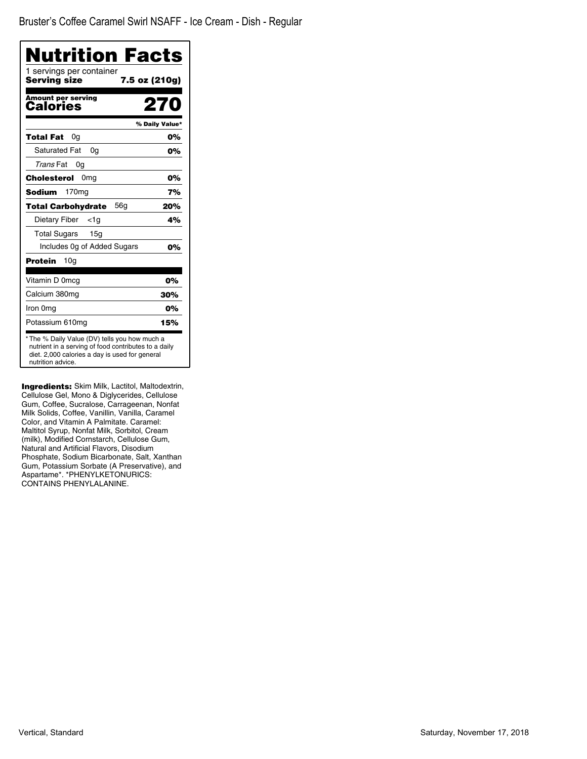Bruster's Coffee Caramel Swirl NSAFF - Ice Cream - Dish - Regular

# Nutrition Facts

1 servings per container

**Serving size** **7.5 oz (210g)**

**Amount per serving**

**Calories** **270**

| | % Daily Value* |
|---|---|
| **Total Fat** 0g | **0%** |
| Saturated Fat 0g | **0%** |
| *Trans* Fat 0g | |
| **Cholesterol** 0mg | **0%** |
| **Sodium** 170mg | **7%** |
| **Total Carbohydrate** 56g | **20%** |
| Dietary Fiber <1g | **4%** |
| Total Sugars 15g | |
| Includes 0g of Added Sugars | **0%** |
| **Protein** 10g | |
| Vitamin D 0mcg | **0%** |
| Calcium 380mg | **30%** |
| Iron 0mg | **0%** |
| Potassium 610mg | **15%** |

* The % Daily Value (DV) tells you how much a nutrient in a serving of food contributes to a daily diet. 2,000 calories a day is used for general nutrition advice.

**Ingredients:** Skim Milk, Lactitol, Maltodextrin, Cellulose Gel, Mono & Diglycerides, Cellulose Gum, Coffee, Sucralose, Carrageenan, Nonfat Milk Solids, Coffee, Vanillin, Vanilla, Caramel Color, and Vitamin A Palmitate. Caramel: Maltitol Syrup, Nonfat Milk, Sorbitol, Cream (milk), Modified Cornstarch, Cellulose Gum, Natural and Artificial Flavors, Disodium Phosphate, Sodium Bicarbonate, Salt, Xanthan Gum, Potassium Sorbate (A Preservative), and Aspartame*. *PHENYLKETONURICS: CONTAINS PHENYLALANINE.

Vertical, Standard

Saturday, November 17, 2018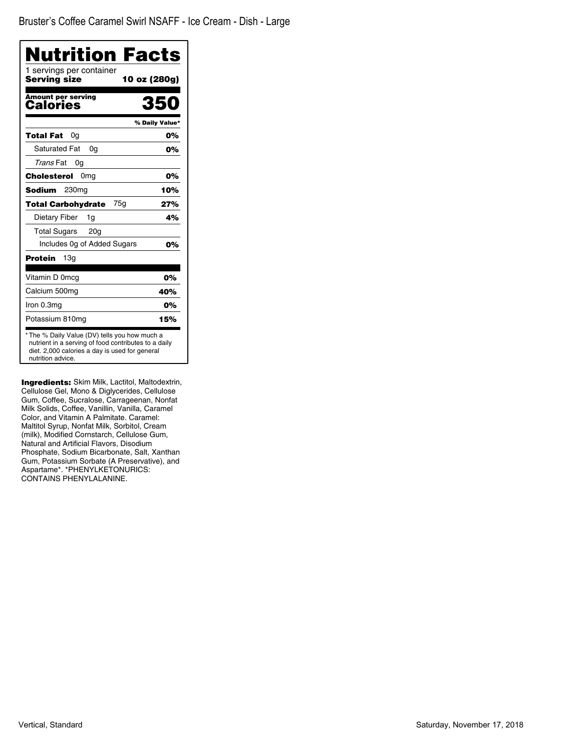Bruster's Coffee Caramel Swirl NSAFF - Ice Cream - Dish - Large

# Nutrition Facts

1 servings per container
**Serving size** **10 oz (280g)**

**Amount per serving**
**Calories** **350**

| | % Daily Value* |
|---|---|
| **Total Fat** 0g | **0%** |
| Saturated Fat 0g | **0%** |
| *Trans* Fat 0g | |
| **Cholesterol** 0mg | **0%** |
| **Sodium** 230mg | **10%** |
| **Total Carbohydrate** 75g | **27%** |
| Dietary Fiber 1g | **4%** |
| Total Sugars 20g | |
| Includes 0g of Added Sugars | **0%** |
| **Protein** 13g | |
| Vitamin D 0mcg | **0%** |
| Calcium 500mg | **40%** |
| Iron 0.3mg | **0%** |
| Potassium 810mg | **15%** |

* The % Daily Value (DV) tells you how much a nutrient in a serving of food contributes to a daily diet. 2,000 calories a day is used for general nutrition advice.

**Ingredients:** Skim Milk, Lactitol, Maltodextrin, Cellulose Gel, Mono & Diglycerides, Cellulose Gum, Coffee, Sucralose, Carrageenan, Nonfat Milk Solids, Coffee, Vanillin, Vanilla, Caramel Color, and Vitamin A Palmitate. Caramel: Maltitol Syrup, Nonfat Milk, Sorbitol, Cream (milk), Modified Cornstarch, Cellulose Gum, Natural and Artificial Flavors, Disodium Phosphate, Sodium Bicarbonate, Salt, Xanthan Gum, Potassium Sorbate (A Preservative), and Aspartame*. *PHENYLKETONURICS: CONTAINS PHENYLALANINE.

Vertical, Standard

Saturday, November 17, 2018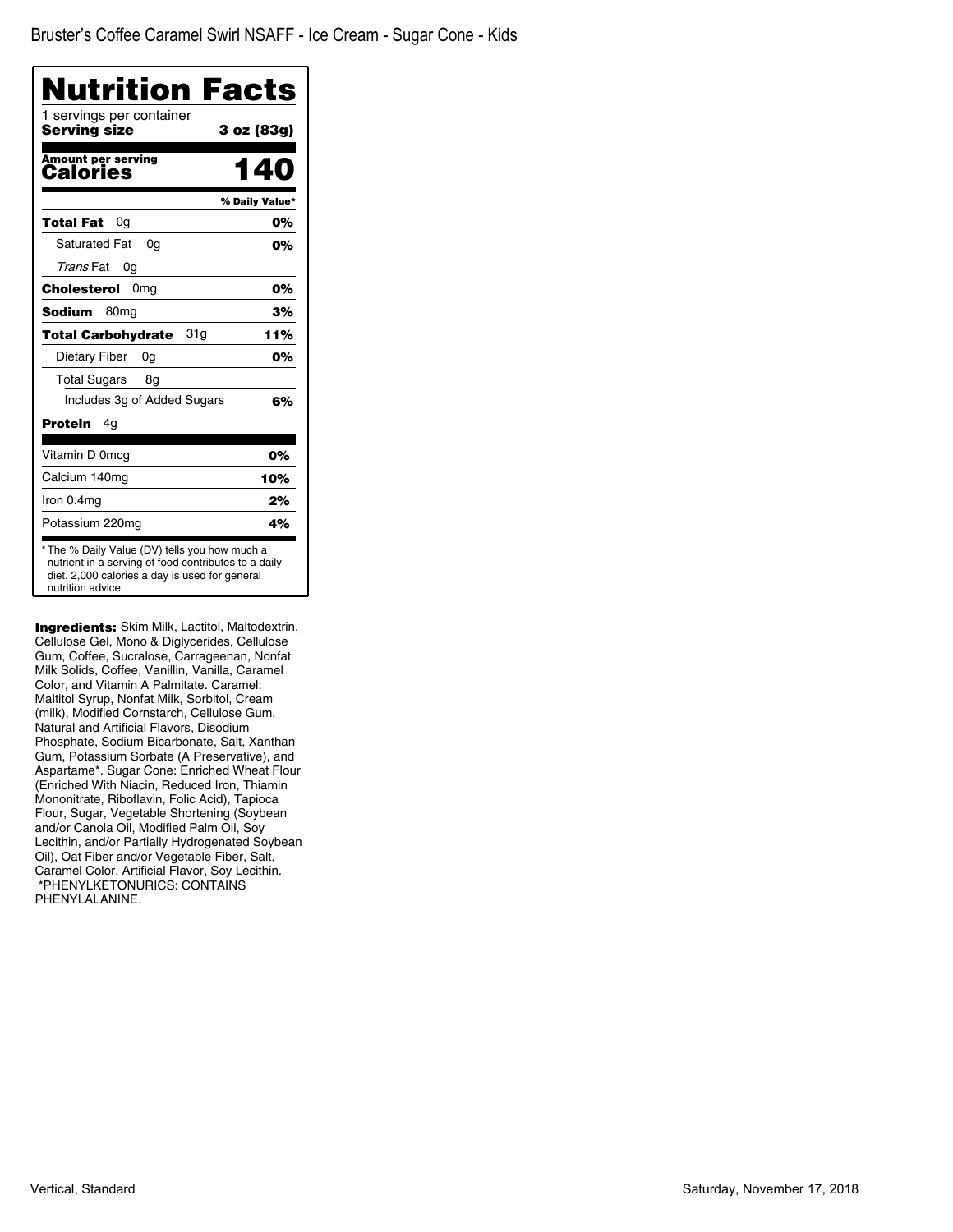Bruster's Coffee Caramel Swirl NSAFF - Ice Cream - Sugar Cone - Kids

# Nutrition Facts

1 servings per container

**Serving size** **3 oz (83g)**

**Amount per serving**

**Calories** **140**

| | % Daily Value* |
|---|---|
| **Total Fat** 0g | **0%** |
| Saturated Fat 0g | **0%** |
| *Trans* Fat 0g | |
| **Cholesterol** 0mg | **0%** |
| **Sodium** 80mg | **3%** |
| **Total Carbohydrate** 31g | **11%** |
| Dietary Fiber 0g | **0%** |
| Total Sugars 8g | |
| Includes 3g of Added Sugars | **6%** |
| **Protein** 4g | |
| Vitamin D 0mcg | **0%** |
| Calcium 140mg | **10%** |
| Iron 0.4mg | **2%** |
| Potassium 220mg | **4%** |

* The % Daily Value (DV) tells you how much a nutrient in a serving of food contributes to a daily diet. 2,000 calories a day is used for general nutrition advice.

**Ingredients:** Skim Milk, Lactitol, Maltodextrin, Cellulose Gel, Mono & Diglycerides, Cellulose Gum, Coffee, Sucralose, Carrageenan, Nonfat Milk Solids, Coffee, Vanillin, Vanilla, Caramel Color, and Vitamin A Palmitate. Caramel: Maltitol Syrup, Nonfat Milk, Sorbitol, Cream (milk), Modified Cornstarch, Cellulose Gum, Natural and Artificial Flavors, Disodium Phosphate, Sodium Bicarbonate, Salt, Xanthan Gum, Potassium Sorbate (A Preservative), and Aspartame*. Sugar Cone: Enriched Wheat Flour (Enriched With Niacin, Reduced Iron, Thiamin Mononitrate, Riboflavin, Folic Acid), Tapioca Flour, Sugar, Vegetable Shortening (Soybean and/or Canola Oil, Modified Palm Oil, Soy Lecithin, and/or Partially Hydrogenated Soybean Oil), Oat Fiber and/or Vegetable Fiber, Salt, Caramel Color, Artificial Flavor, Soy Lecithin.
*PHENYLKETONURICS: CONTAINS PHENYLALANINE.

Vertical, Standard

Saturday, November 17, 2018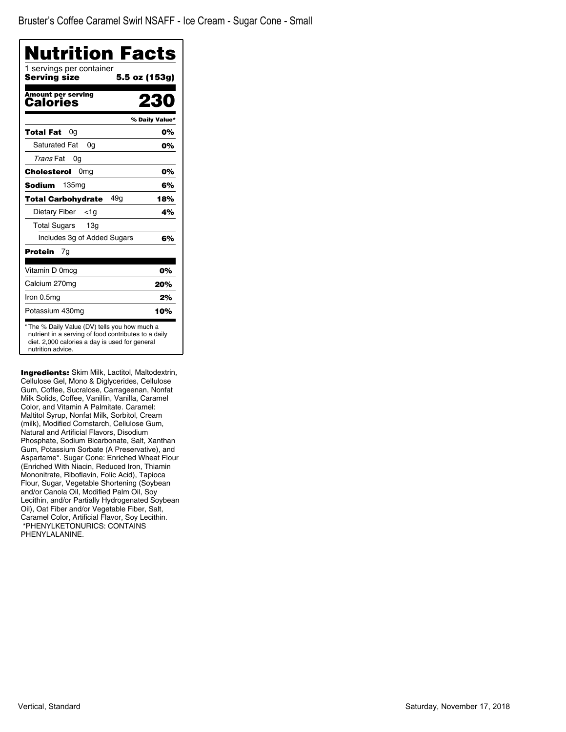Bruster's Coffee Caramel Swirl NSAFF - Ice Cream - Sugar Cone - Small

# Nutrition Facts

1 servings per container

**Serving size** **5.5 oz (153g)**

**Amount per serving**

**Calories** **230**

| | % Daily Value* |
|---|---|
| **Total Fat** 0g | **0%** |
| Saturated Fat 0g | **0%** |
| *Trans* Fat 0g | |
| **Cholesterol** 0mg | **0%** |
| **Sodium** 135mg | **6%** |
| **Total Carbohydrate** 49g | **18%** |
| Dietary Fiber <1g | **4%** |
| Total Sugars 13g | |
| Includes 3g of Added Sugars | **6%** |
| **Protein** 7g | |
| Vitamin D 0mcg | **0%** |
| Calcium 270mg | **20%** |
| Iron 0.5mg | **2%** |
| Potassium 430mg | **10%** |

* The % Daily Value (DV) tells you how much a nutrient in a serving of food contributes to a daily diet. 2,000 calories a day is used for general nutrition advice.

**Ingredients:** Skim Milk, Lactitol, Maltodextrin, Cellulose Gel, Mono & Diglycerides, Cellulose Gum, Coffee, Sucralose, Carrageenan, Nonfat Milk Solids, Coffee, Vanillin, Vanilla, Caramel Color, and Vitamin A Palmitate. Caramel: Maltitol Syrup, Nonfat Milk, Sorbitol, Cream (milk), Modified Cornstarch, Cellulose Gum, Natural and Artificial Flavors, Disodium Phosphate, Sodium Bicarbonate, Salt, Xanthan Gum, Potassium Sorbate (A Preservative), and Aspartame*. Sugar Cone: Enriched Wheat Flour (Enriched With Niacin, Reduced Iron, Thiamin Mononitrate, Riboflavin, Folic Acid), Tapioca Flour, Sugar, Vegetable Shortening (Soybean and/or Canola Oil, Modified Palm Oil, Soy Lecithin, and/or Partially Hydrogenated Soybean Oil), Oat Fiber and/or Vegetable Fiber, Salt, Caramel Color, Artificial Flavor, Soy Lecithin.
*PHENYLKETONURICS: CONTAINS PHENYLALANINE.

Vertical, Standard

Saturday, November 17, 2018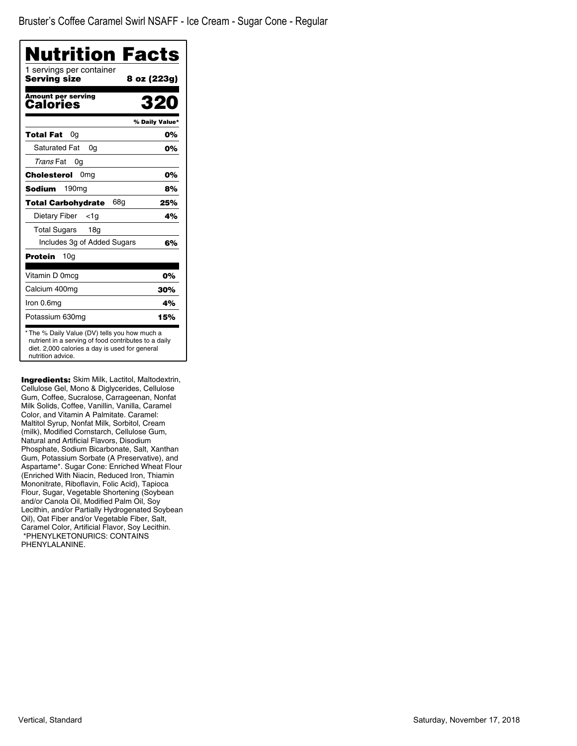Bruster's Coffee Caramel Swirl NSAFF - Ice Cream - Sugar Cone - Regular

# Nutrition Facts

1 servings per container

**Serving size** **8 oz (223g)**

**Amount per serving**

**Calories** **320**

| | % Daily Value* |
|---|---|
| **Total Fat** 0g | **0%** |
| Saturated Fat 0g | **0%** |
| *Trans* Fat 0g | |
| **Cholesterol** 0mg | **0%** |
| **Sodium** 190mg | **8%** |
| **Total Carbohydrate** 68g | **25%** |
| Dietary Fiber <1g | **4%** |
| Total Sugars 18g | |
| Includes 3g of Added Sugars | **6%** |
| **Protein** 10g | |
| Vitamin D 0mcg | **0%** |
| Calcium 400mg | **30%** |
| Iron 0.6mg | **4%** |
| Potassium 630mg | **15%** |

* The % Daily Value (DV) tells you how much a nutrient in a serving of food contributes to a daily diet. 2,000 calories a day is used for general nutrition advice.

**Ingredients:** Skim Milk, Lactitol, Maltodextrin, Cellulose Gel, Mono & Diglycerides, Cellulose Gum, Coffee, Sucralose, Carrageenan, Nonfat Milk Solids, Coffee, Vanillin, Vanilla, Caramel Color, and Vitamin A Palmitate. Caramel: Maltitol Syrup, Nonfat Milk, Sorbitol, Cream (milk), Modified Cornstarch, Cellulose Gum, Natural and Artificial Flavors, Disodium Phosphate, Sodium Bicarbonate, Salt, Xanthan Gum, Potassium Sorbate (A Preservative), and Aspartame*. Sugar Cone: Enriched Wheat Flour (Enriched With Niacin, Reduced Iron, Thiamin Mononitrate, Riboflavin, Folic Acid), Tapioca Flour, Sugar, Vegetable Shortening (Soybean and/or Canola Oil, Modified Palm Oil, Soy Lecithin, and/or Partially Hydrogenated Soybean Oil), Oat Fiber and/or Vegetable Fiber, Salt, Caramel Color, Artificial Flavor, Soy Lecithin. *PHENYLKETONURICS: CONTAINS PHENYLALANINE.

Vertical, Standard

Saturday, November 17, 2018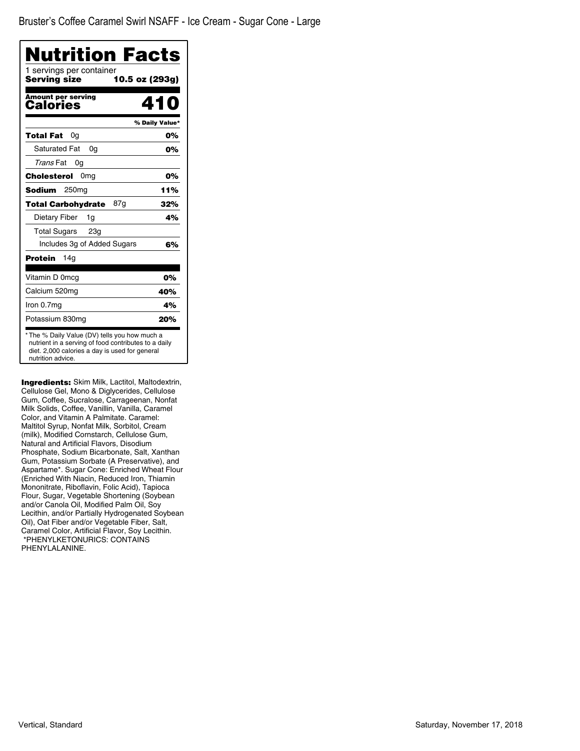Bruster's Coffee Caramel Swirl NSAFF - Ice Cream - Sugar Cone - Large

# Nutrition Facts

1 servings per container

**Serving size** **10.5 oz (293g)**

**Amount per serving**

**Calories** **410**

| | % Daily Value* |
|---|---|
| **Total Fat** 0g | **0%** |
| Saturated Fat 0g | **0%** |
| *Trans* Fat 0g | |
| **Cholesterol** 0mg | **0%** |
| **Sodium** 250mg | **11%** |
| **Total Carbohydrate** 87g | **32%** |
| Dietary Fiber 1g | **4%** |
| Total Sugars 23g | |
| Includes 3g of Added Sugars | **6%** |
| **Protein** 14g | |
| Vitamin D 0mcg | **0%** |
| Calcium 520mg | **40%** |
| Iron 0.7mg | **4%** |
| Potassium 830mg | **20%** |

* The % Daily Value (DV) tells you how much a nutrient in a serving of food contributes to a daily diet. 2,000 calories a day is used for general nutrition advice.

**Ingredients:** Skim Milk, Lactitol, Maltodextrin, Cellulose Gel, Mono & Diglycerides, Cellulose Gum, Coffee, Sucralose, Carrageenan, Nonfat Milk Solids, Coffee, Vanillin, Vanilla, Caramel Color, and Vitamin A Palmitate. Caramel: Maltitol Syrup, Nonfat Milk, Sorbitol, Cream (milk), Modified Cornstarch, Cellulose Gum, Natural and Artificial Flavors, Disodium Phosphate, Sodium Bicarbonate, Salt, Xanthan Gum, Potassium Sorbate (A Preservative), and Aspartame*. Sugar Cone: Enriched Wheat Flour (Enriched With Niacin, Reduced Iron, Thiamin Mononitrate, Riboflavin, Folic Acid), Tapioca Flour, Sugar, Vegetable Shortening (Soybean and/or Canola Oil, Modified Palm Oil, Soy Lecithin, and/or Partially Hydrogenated Soybean Oil), Oat Fiber and/or Vegetable Fiber, Salt, Caramel Color, Artificial Flavor, Soy Lecithin. *PHENYLKETONURICS: CONTAINS PHENYLALANINE.

Vertical, Standard

Saturday, November 17, 2018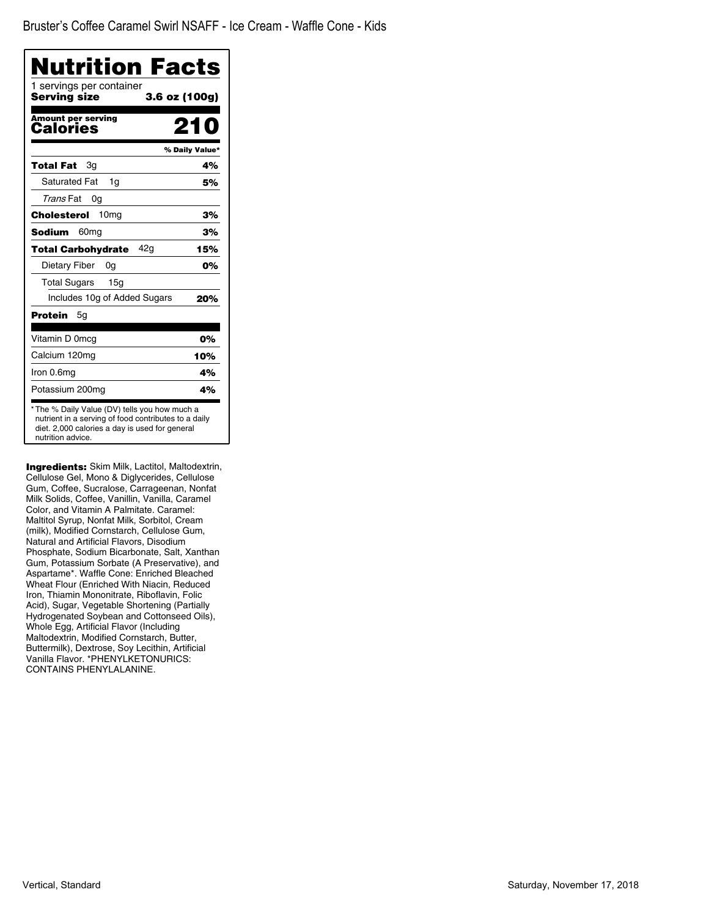Bruster's Coffee Caramel Swirl NSAFF - Ice Cream - Waffle Cone - Kids

# Nutrition Facts

1 servings per container

**Serving size** **3.6 oz (100g)**

**Amount per serving**
**Calories** **210**

| | % Daily Value* |
|---|---|
| **Total Fat** 3g | **4%** |
| Saturated Fat 1g | **5%** |
| *Trans* Fat 0g | |
| **Cholesterol** 10mg | **3%** |
| **Sodium** 60mg | **3%** |
| **Total Carbohydrate** 42g | **15%** |
| Dietary Fiber 0g | **0%** |
| Total Sugars 15g | |
| Includes 10g of Added Sugars | **20%** |
| **Protein** 5g | |
| Vitamin D 0mcg | **0%** |
| Calcium 120mg | **10%** |
| Iron 0.6mg | **4%** |
| Potassium 200mg | **4%** |

* The % Daily Value (DV) tells you how much a nutrient in a serving of food contributes to a daily diet. 2,000 calories a day is used for general nutrition advice.

**Ingredients:** Skim Milk, Lactitol, Maltodextrin, Cellulose Gel, Mono & Diglycerides, Cellulose Gum, Coffee, Sucralose, Carrageenan, Nonfat Milk Solids, Coffee, Vanillin, Vanilla, Caramel Color, and Vitamin A Palmitate. Caramel: Maltitol Syrup, Nonfat Milk, Sorbitol, Cream (milk), Modified Cornstarch, Cellulose Gum, Natural and Artificial Flavors, Disodium Phosphate, Sodium Bicarbonate, Salt, Xanthan Gum, Potassium Sorbate (A Preservative), and Aspartame*. Waffle Cone: Enriched Bleached Wheat Flour (Enriched With Niacin, Reduced Iron, Thiamin Mononitrate, Riboflavin, Folic Acid), Sugar, Vegetable Shortening (Partially Hydrogenated Soybean and Cottonseed Oils), Whole Egg, Artificial Flavor (Including Maltodextrin, Modified Cornstarch, Butter, Buttermilk), Dextrose, Soy Lecithin, Artificial Vanilla Flavor. *PHENYLKETONURICS: CONTAINS PHENYLALANINE.

Vertical, Standard

Saturday, November 17, 2018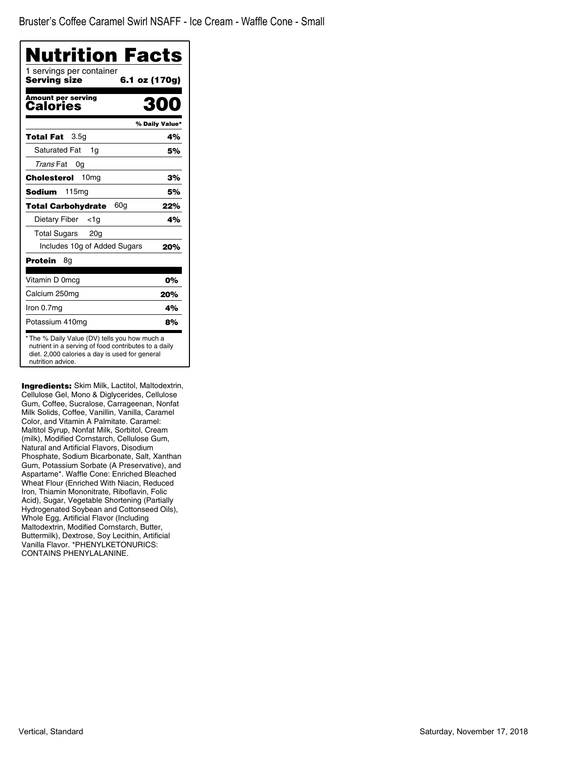Bruster's Coffee Caramel Swirl NSAFF - Ice Cream - Waffle Cone - Small

# Nutrition Facts

1 servings per container

**Serving size** **6.1 oz (170g)**

**Amount per serving**

**Calories** **300**

| | % Daily Value* |
|---|---|
| **Total Fat** 3.5g | **4%** |
| Saturated Fat 1g | **5%** |
| *Trans* Fat 0g | |
| **Cholesterol** 10mg | **3%** |
| **Sodium** 115mg | **5%** |
| **Total Carbohydrate** 60g | **22%** |
| Dietary Fiber <1g | **4%** |
| Total Sugars 20g | |
| Includes 10g of Added Sugars | **20%** |
| **Protein** 8g | |
| Vitamin D 0mcg | **0%** |
| Calcium 250mg | **20%** |
| Iron 0.7mg | **4%** |
| Potassium 410mg | **8%** |

* The % Daily Value (DV) tells you how much a nutrient in a serving of food contributes to a daily diet. 2,000 calories a day is used for general nutrition advice.

**Ingredients:** Skim Milk, Lactitol, Maltodextrin, Cellulose Gel, Mono & Diglycerides, Cellulose Gum, Coffee, Sucralose, Carrageenan, Nonfat Milk Solids, Coffee, Vanillin, Vanilla, Caramel Color, and Vitamin A Palmitate. Caramel: Maltitol Syrup, Nonfat Milk, Sorbitol, Cream (milk), Modified Cornstarch, Cellulose Gum, Natural and Artificial Flavors, Disodium Phosphate, Sodium Bicarbonate, Salt, Xanthan Gum, Potassium Sorbate (A Preservative), and Aspartame*. Waffle Cone: Enriched Bleached Wheat Flour (Enriched With Niacin, Reduced Iron, Thiamin Mononitrate, Riboflavin, Folic Acid), Sugar, Vegetable Shortening (Partially Hydrogenated Soybean and Cottonseed Oils), Whole Egg, Artificial Flavor (Including Maltodextrin, Modified Cornstarch, Butter, Buttermilk), Dextrose, Soy Lecithin, Artificial Vanilla Flavor. *PHENYLKETONURICS: CONTAINS PHENYLALANINE.

Vertical, Standard

Saturday, November 17, 2018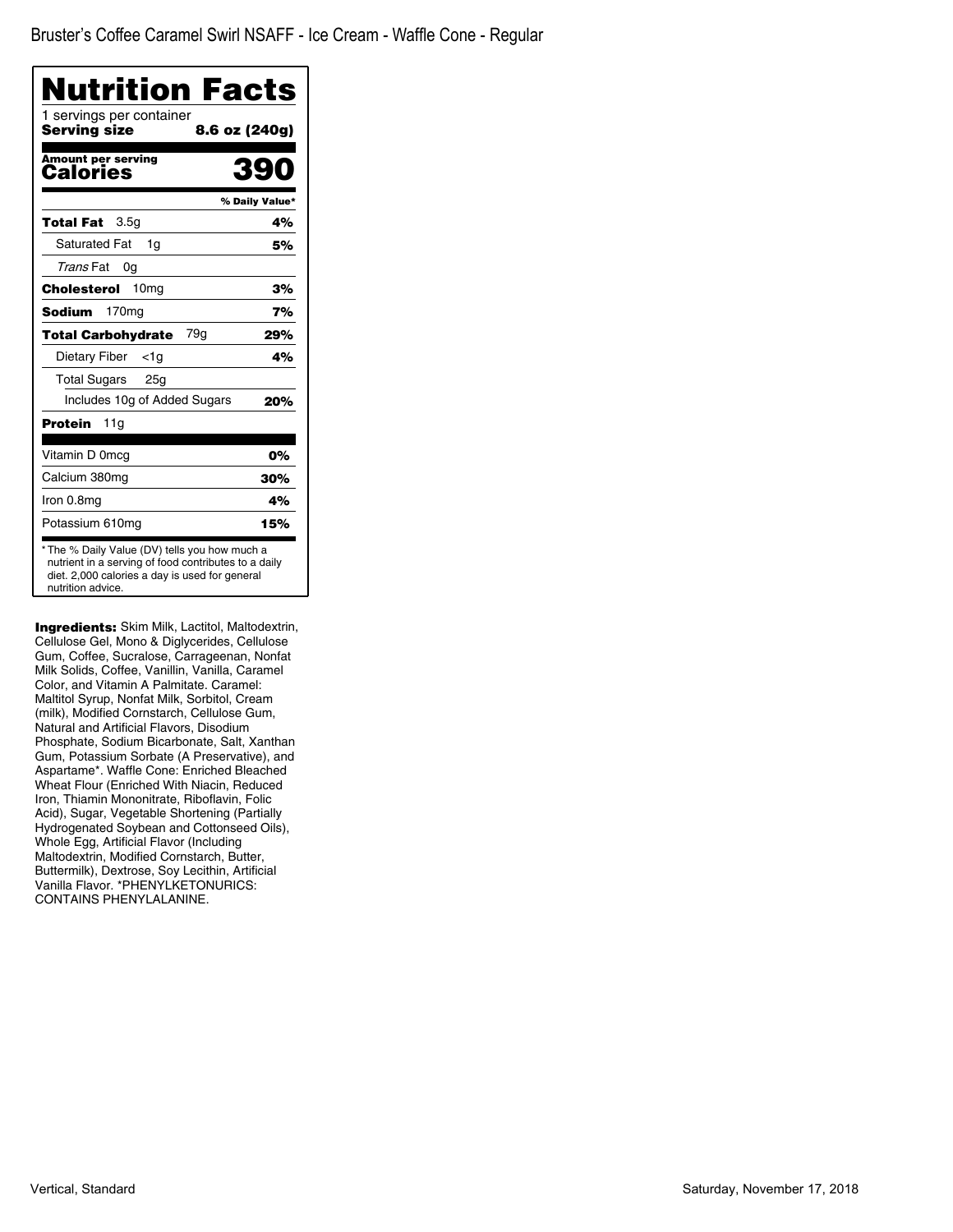Bruster's Coffee Caramel Swirl NSAFF - Ice Cream - Waffle Cone - Regular

# Nutrition Facts

1 servings per container

**Serving size** **8.6 oz (240g)**

**Amount per serving**
**Calories** **390**

| | % Daily Value* |
|---|---|
| **Total Fat** 3.5g | **4%** |
| Saturated Fat 1g | **5%** |
| *Trans* Fat 0g | |
| **Cholesterol** 10mg | **3%** |
| **Sodium** 170mg | **7%** |
| **Total Carbohydrate** 79g | **29%** |
| Dietary Fiber <1g | **4%** |
| Total Sugars 25g | |
| Includes 10g of Added Sugars | **20%** |
| **Protein** 11g | |
| Vitamin D 0mcg | **0%** |
| Calcium 380mg | **30%** |
| Iron 0.8mg | **4%** |
| Potassium 610mg | **15%** |

* The % Daily Value (DV) tells you how much a nutrient in a serving of food contributes to a daily diet. 2,000 calories a day is used for general nutrition advice.

**Ingredients:** Skim Milk, Lactitol, Maltodextrin, Cellulose Gel, Mono & Diglycerides, Cellulose Gum, Coffee, Sucralose, Carrageenan, Nonfat Milk Solids, Coffee, Vanillin, Vanilla, Caramel Color, and Vitamin A Palmitate. Caramel: Maltitol Syrup, Nonfat Milk, Sorbitol, Cream (milk), Modified Cornstarch, Cellulose Gum, Natural and Artificial Flavors, Disodium Phosphate, Sodium Bicarbonate, Salt, Xanthan Gum, Potassium Sorbate (A Preservative), and Aspartame*. Waffle Cone: Enriched Bleached Wheat Flour (Enriched With Niacin, Reduced Iron, Thiamin Mononitrate, Riboflavin, Folic Acid), Sugar, Vegetable Shortening (Partially Hydrogenated Soybean and Cottonseed Oils), Whole Egg, Artificial Flavor (Including Maltodextrin, Modified Cornstarch, Butter, Buttermilk), Dextrose, Soy Lecithin, Artificial Vanilla Flavor. *PHENYLKETONURICS: CONTAINS PHENYLALANINE.

Vertical, Standard

Saturday, November 17, 2018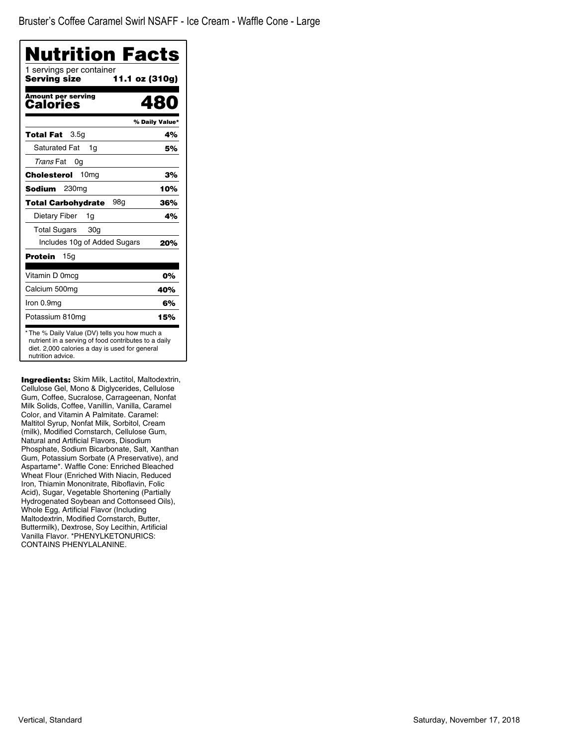Bruster's Coffee Caramel Swirl NSAFF - Ice Cream - Waffle Cone - Large

# Nutrition Facts

1 servings per container
**Serving size** **11.1 oz (310g)**

**Amount per serving**
**Calories** **480**

| | % Daily Value* |
|---|---|
| **Total Fat** 3.5g | **4%** |
| Saturated Fat 1g | **5%** |
| *Trans* Fat 0g | |
| **Cholesterol** 10mg | **3%** |
| **Sodium** 230mg | **10%** |
| **Total Carbohydrate** 98g | **36%** |
| Dietary Fiber 1g | **4%** |
| Total Sugars 30g | |
| Includes 10g of Added Sugars | **20%** |
| **Protein** 15g | |
| Vitamin D 0mcg | **0%** |
| Calcium 500mg | **40%** |
| Iron 0.9mg | **6%** |
| Potassium 810mg | **15%** |

* The % Daily Value (DV) tells you how much a nutrient in a serving of food contributes to a daily diet. 2,000 calories a day is used for general nutrition advice.

**Ingredients:** Skim Milk, Lactitol, Maltodextrin, Cellulose Gel, Mono & Diglycerides, Cellulose Gum, Coffee, Sucralose, Carrageenan, Nonfat Milk Solids, Coffee, Vanillin, Vanilla, Caramel Color, and Vitamin A Palmitate. Caramel: Maltitol Syrup, Nonfat Milk, Sorbitol, Cream (milk), Modified Cornstarch, Cellulose Gum, Natural and Artificial Flavors, Disodium Phosphate, Sodium Bicarbonate, Salt, Xanthan Gum, Potassium Sorbate (A Preservative), and Aspartame*. Waffle Cone: Enriched Bleached Wheat Flour (Enriched With Niacin, Reduced Iron, Thiamin Mononitrate, Riboflavin, Folic Acid), Sugar, Vegetable Shortening (Partially Hydrogenated Soybean and Cottonseed Oils), Whole Egg, Artificial Flavor (Including Maltodextrin, Modified Cornstarch, Butter, Buttermilk), Dextrose, Soy Lecithin, Artificial Vanilla Flavor. *PHENYLKETONURICS: CONTAINS PHENYLALANINE.

Vertical, Standard

Saturday, November 17, 2018